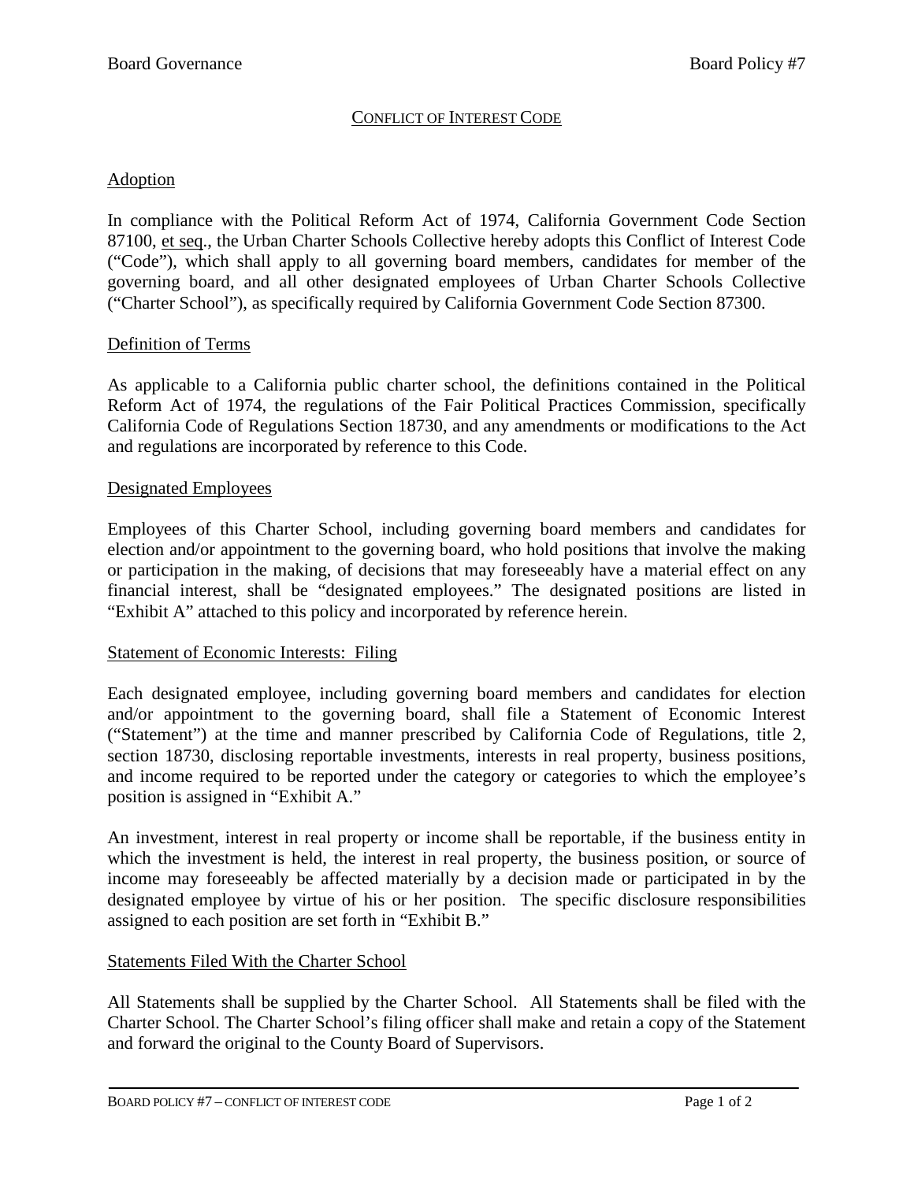# CONFLICT OF INTEREST CODE

## Adoption

In compliance with the Political Reform Act of 1974, California Government Code Section 87100, et seq., the Urban Charter Schools Collective hereby adopts this Conflict of Interest Code ("Code"), which shall apply to all governing board members, candidates for member of the governing board, and all other designated employees of Urban Charter Schools Collective ("Charter School"), as specifically required by California Government Code Section 87300.

## Definition of Terms

As applicable to a California public charter school, the definitions contained in the Political Reform Act of 1974, the regulations of the Fair Political Practices Commission, specifically California Code of Regulations Section 18730, and any amendments or modifications to the Act and regulations are incorporated by reference to this Code.

## Designated Employees

Employees of this Charter School, including governing board members and candidates for election and/or appointment to the governing board, who hold positions that involve the making or participation in the making, of decisions that may foreseeably have a material effect on any financial interest, shall be "designated employees." The designated positions are listed in "Exhibit A" attached to this policy and incorporated by reference herein.

## Statement of Economic Interests: Filing

Each designated employee, including governing board members and candidates for election and/or appointment to the governing board, shall file a Statement of Economic Interest ("Statement") at the time and manner prescribed by California Code of Regulations, title 2, section 18730, disclosing reportable investments, interests in real property, business positions, and income required to be reported under the category or categories to which the employee's position is assigned in "Exhibit A."

An investment, interest in real property or income shall be reportable, if the business entity in which the investment is held, the interest in real property, the business position, or source of income may foreseeably be affected materially by a decision made or participated in by the designated employee by virtue of his or her position. The specific disclosure responsibilities assigned to each position are set forth in "Exhibit B."

## Statements Filed With the Charter School

All Statements shall be supplied by the Charter School. All Statements shall be filed with the Charter School. The Charter School's filing officer shall make and retain a copy of the Statement and forward the original to the County Board of Supervisors.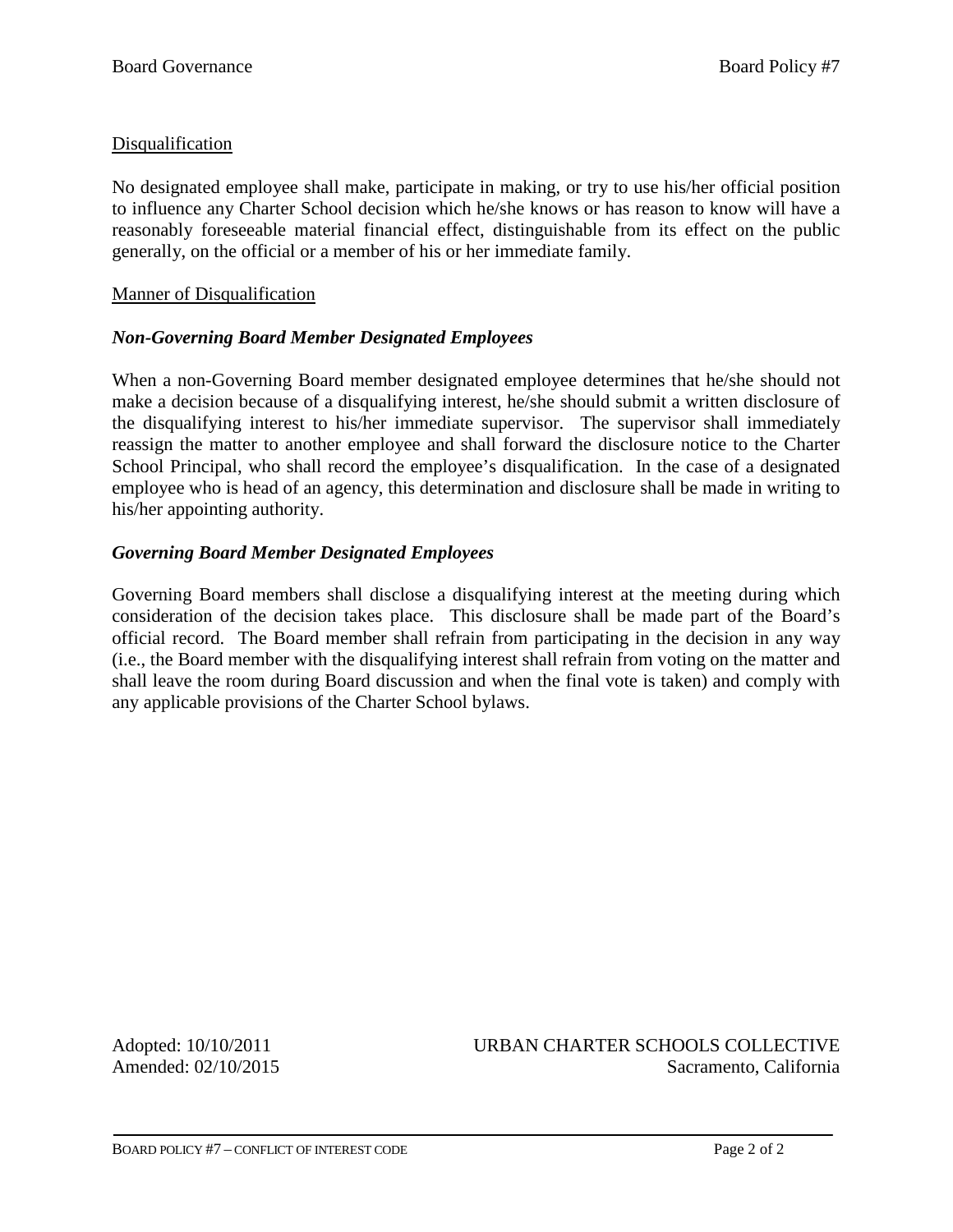## Disqualification

No designated employee shall make, participate in making, or try to use his/her official position to influence any Charter School decision which he/she knows or has reason to know will have a reasonably foreseeable material financial effect, distinguishable from its effect on the public generally, on the official or a member of his or her immediate family.

## Manner of Disqualification

### *Non-Governing Board Member Designated Employees*

When a non-Governing Board member designated employee determines that he/she should not make a decision because of a disqualifying interest, he/she should submit a written disclosure of the disqualifying interest to his/her immediate supervisor. The supervisor shall immediately reassign the matter to another employee and shall forward the disclosure notice to the Charter School Principal, who shall record the employee's disqualification. In the case of a designated employee who is head of an agency, this determination and disclosure shall be made in writing to his/her appointing authority.

### *Governing Board Member Designated Employees*

Governing Board members shall disclose a disqualifying interest at the meeting during which consideration of the decision takes place. This disclosure shall be made part of the Board's official record. The Board member shall refrain from participating in the decision in any way (i.e., the Board member with the disqualifying interest shall refrain from voting on the matter and shall leave the room during Board discussion and when the final vote is taken) and comply with any applicable provisions of the Charter School bylaws.

Adopted: 10/10/2011
Amended: 02/10/2015

URBAN CHARTER SCHOOLS COLLECTIVE
Sacramento, California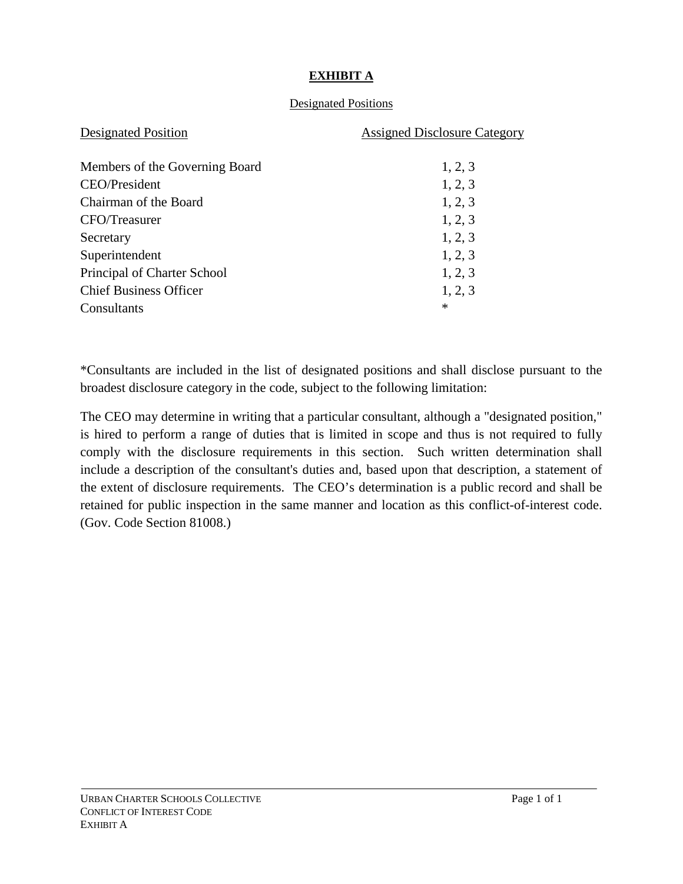# EXHIBIT A

## Designated Positions

| Designated Position | Assigned Disclosure Category |
| --- | --- |
| Members of the Governing Board | 1, 2, 3 |
| CEO/President | 1, 2, 3 |
| Chairman of the Board | 1, 2, 3 |
| CFO/Treasurer | 1, 2, 3 |
| Secretary | 1, 2, 3 |
| Superintendent | 1, 2, 3 |
| Principal of Charter School | 1, 2, 3 |
| Chief Business Officer | 1, 2, 3 |
| Consultants | * |

*Consultants are included in the list of designated positions and shall disclose pursuant to the broadest disclosure category in the code, subject to the following limitation:

The CEO may determine in writing that a particular consultant, although a "designated position," is hired to perform a range of duties that is limited in scope and thus is not required to fully comply with the disclosure requirements in this section. Such written determination shall include a description of the consultant's duties and, based upon that description, a statement of the extent of disclosure requirements. The CEO's determination is a public record and shall be retained for public inspection in the same manner and location as this conflict-of-interest code. (Gov. Code Section 81008.)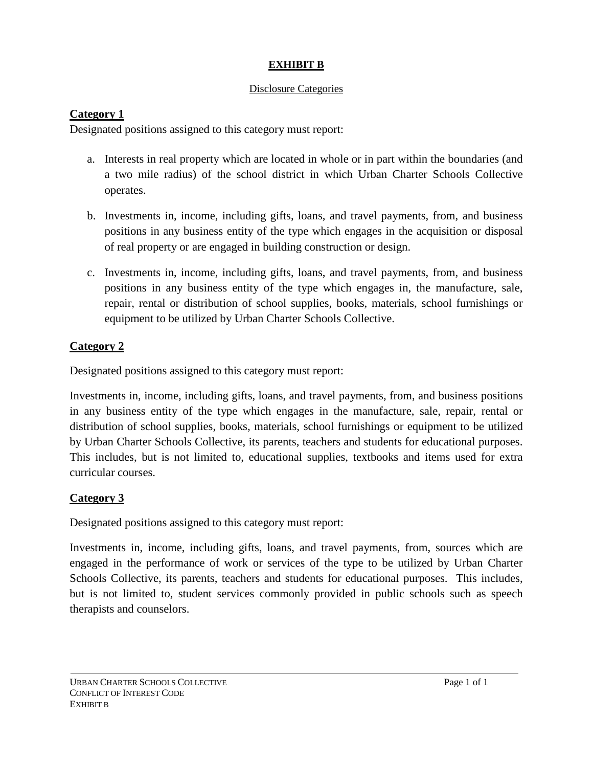**EXHIBIT B**

Disclosure Categories

**Category 1**

Designated positions assigned to this category must report:

a. Interests in real property which are located in whole or in part within the boundaries (and a two mile radius) of the school district in which Urban Charter Schools Collective operates.

b. Investments in, income, including gifts, loans, and travel payments, from, and business positions in any business entity of the type which engages in the acquisition or disposal of real property or are engaged in building construction or design.

c. Investments in, income, including gifts, loans, and travel payments, from, and business positions in any business entity of the type which engages in, the manufacture, sale, repair, rental or distribution of school supplies, books, materials, school furnishings or equipment to be utilized by Urban Charter Schools Collective.

**Category 2**

Designated positions assigned to this category must report:

Investments in, income, including gifts, loans, and travel payments, from, and business positions in any business entity of the type which engages in the manufacture, sale, repair, rental or distribution of school supplies, books, materials, school furnishings or equipment to be utilized by Urban Charter Schools Collective, its parents, teachers and students for educational purposes. This includes, but is not limited to, educational supplies, textbooks and items used for extra curricular courses.

**Category 3**

Designated positions assigned to this category must report:

Investments in, income, including gifts, loans, and travel payments, from, sources which are engaged in the performance of work or services of the type to be utilized by Urban Charter Schools Collective, its parents, teachers and students for educational purposes. This includes, but is not limited to, student services commonly provided in public schools such as speech therapists and counselors.